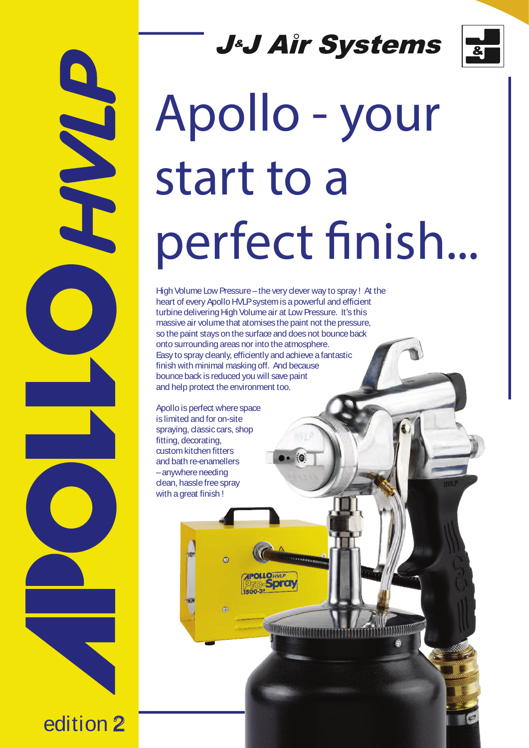# APOLLO HVLP

J&J Air Systems

# Apollo - your start to a perfect finish...

High Volume Low Pressure – the very clever way to spray ! At the heart of every Apollo HVLP system is a powerful and efficient turbine delivering High Volume air at Low Pressure. It's this massive air volume that atomises the paint not the pressure, so the paint stays on the surface and does not bounce back onto surrounding areas nor into the atmosphere. Easy to spray cleanly, efficiently and achieve a fantastic finish with minimal masking off. And because bounce back is reduced you will save paint and help protect the environment too.

Apollo is perfect where space is limited and for on-site spraying, classic cars, shop fitting, decorating, custom kitchen fitters and bath re-enamellers – anywhere needing clean, hassle free spray with a great finish !

edition 2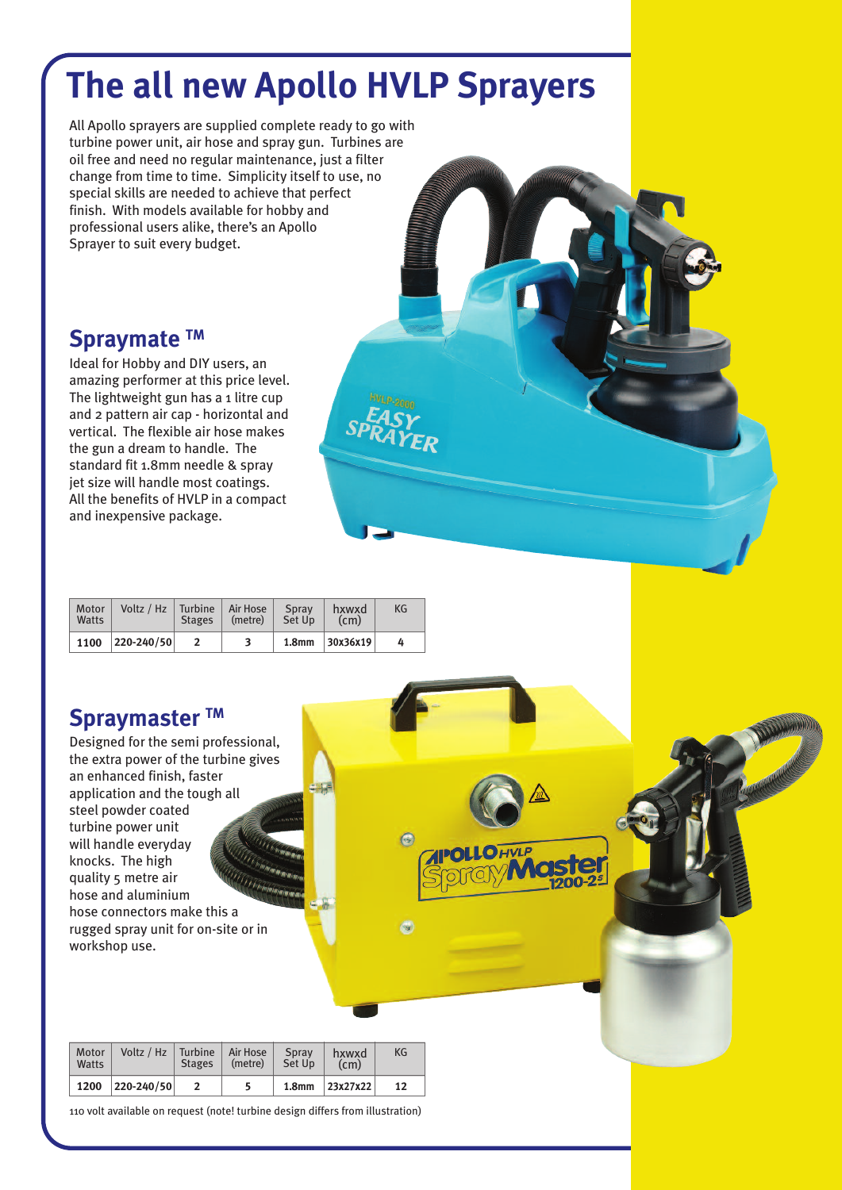# The all new Apollo HVLP Sprayers

All Apollo sprayers are supplied complete ready to go with turbine power unit, air hose and spray gun. Turbines are oil free and need no regular maintenance, just a filter change from time to time. Simplicity itself to use, no special skills are needed to achieve that perfect finish. With models available for hobby and professional users alike, there's an Apollo Sprayer to suit every budget.

## Spraymate ™

Ideal for Hobby and DIY users, an amazing performer at this price level. The lightweight gun has a 1 litre cup and 2 pattern air cap - horizontal and vertical. The flexible air hose makes the gun a dream to handle. The standard fit 1.8mm needle & spray jet size will handle most coatings. All the benefits of HVLP in a compact and inexpensive package.

| Motor Watts | Voltz / Hz | Turbine Stages | Air Hose (metre) | Spray Set Up | hxwxd (cm) | KG |
|---|---|---|---|---|---|---|
| **1100** | **220-240/50** | **2** | **3** | **1.8mm** | **30x36x19** | **4** |

## Spraymaster ™

Designed for the semi professional, the extra power of the turbine gives an enhanced finish, faster application and the tough all steel powder coated turbine power unit will handle everyday knocks. The high quality 5 metre air hose and aluminium hose connectors make this a rugged spray unit for on-site or in workshop use.

| Motor Watts | Voltz / Hz | Turbine Stages | Air Hose (metre) | Spray Set Up | hxwxd (cm) | KG |
|---|---|---|---|---|---|---|
| **1200** | **220-240/50** | **2** | **5** | **1.8mm** | **23x27x22** | **12** |

110 volt available on request (note! turbine design differs from illustration)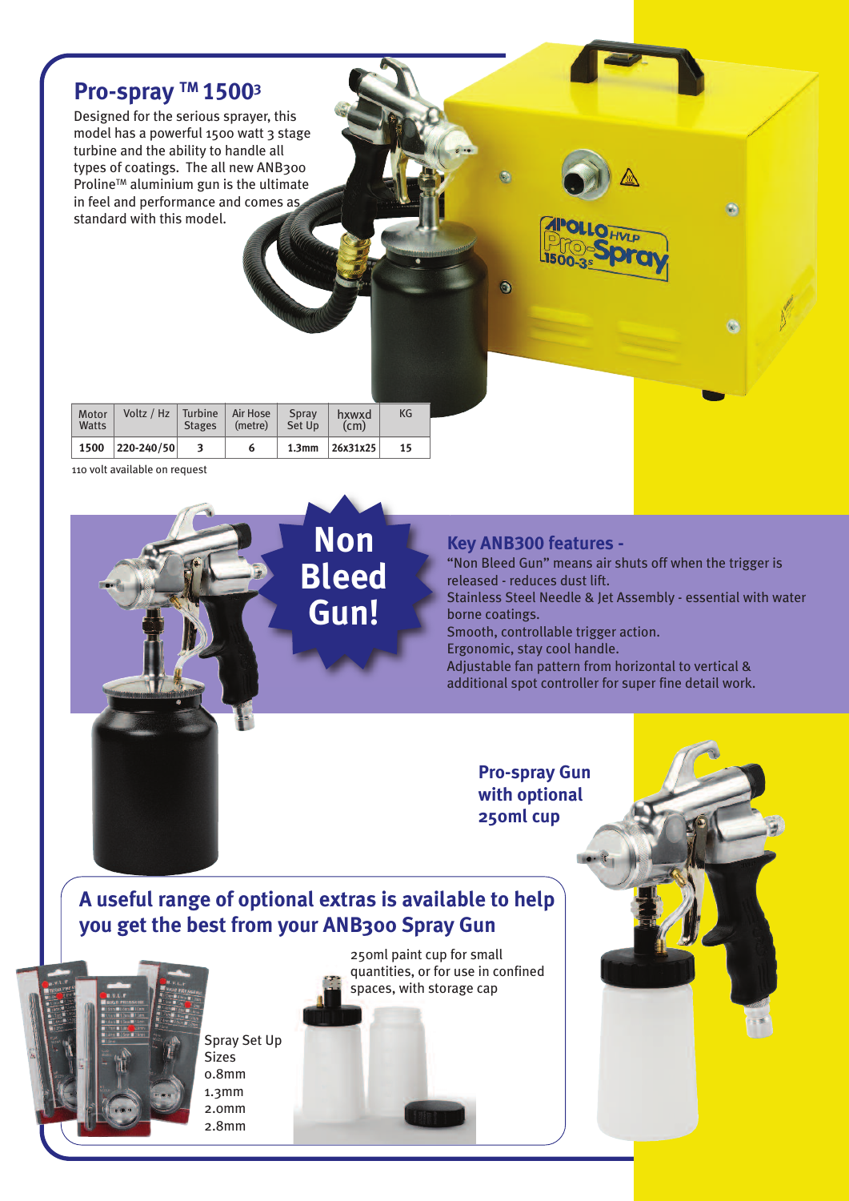## Pro-spray ™ 1500[3]

Designed for the serious sprayer, this model has a powerful 1500 watt 3 stage turbine and the ability to handle all types of coatings. The all new ANB300 Proline™ aluminium gun is the ultimate in feel and performance and comes as standard with this model.

| Motor Watts | Voltz / Hz | Turbine Stages | Air Hose (metre) | Spray Set Up | hxwxd (cm) | KG |
|---|---|---|---|---|---|---|
| 1500 | 220-240/50 | 3 | 6 | 1.3mm | 26x31x25 | 15 |

110 volt available on request

**Non Bleed Gun!**

### Key ANB300 features -

"Non Bleed Gun" means air shuts off when the trigger is released - reduces dust lift.
Stainless Steel Needle & Jet Assembly - essential with water borne coatings.
Smooth, controllable trigger action.
Ergonomic, stay cool handle.
Adjustable fan pattern from horizontal to vertical & additional spot controller for super fine detail work.

**Pro-spray Gun with optional 250ml cup**

## A useful range of optional extras is available to help you get the best from your ANB300 Spray Gun

Spray Set Up Sizes
0.8mm
1.3mm
2.0mm
2.8mm

250ml paint cup for small quantities, or for use in confined spaces, with storage cap